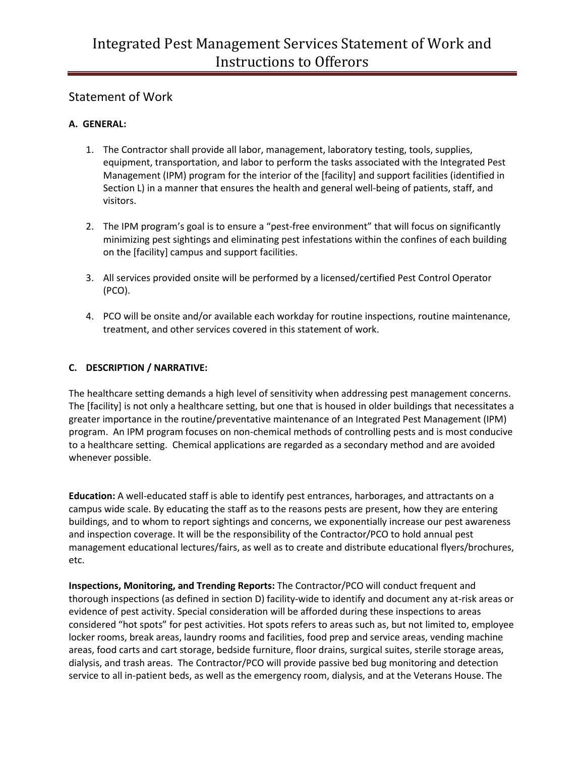# Integrated Pest Management Services Statement of Work and Instructions to Offerors

## Statement of Work

**A. GENERAL:**

1. The Contractor shall provide all labor, management, laboratory testing, tools, supplies, equipment, transportation, and labor to perform the tasks associated with the Integrated Pest Management (IPM) program for the interior of the [facility] and support facilities (identified in Section L) in a manner that ensures the health and general well-being of patients, staff, and visitors.

2. The IPM program's goal is to ensure a "pest-free environment" that will focus on significantly minimizing pest sightings and eliminating pest infestations within the confines of each building on the [facility] campus and support facilities.

3. All services provided onsite will be performed by a licensed/certified Pest Control Operator (PCO).

4. PCO will be onsite and/or available each workday for routine inspections, routine maintenance, treatment, and other services covered in this statement of work.

**C. DESCRIPTION / NARRATIVE:**

The healthcare setting demands a high level of sensitivity when addressing pest management concerns. The [facility] is not only a healthcare setting, but one that is housed in older buildings that necessitates a greater importance in the routine/preventative maintenance of an Integrated Pest Management (IPM) program. An IPM program focuses on non-chemical methods of controlling pests and is most conducive to a healthcare setting. Chemical applications are regarded as a secondary method and are avoided whenever possible.

**Education:** A well-educated staff is able to identify pest entrances, harborages, and attractants on a campus wide scale. By educating the staff as to the reasons pests are present, how they are entering buildings, and to whom to report sightings and concerns, we exponentially increase our pest awareness and inspection coverage. It will be the responsibility of the Contractor/PCO to hold annual pest management educational lectures/fairs, as well as to create and distribute educational flyers/brochures, etc.

**Inspections, Monitoring, and Trending Reports:** The Contractor/PCO will conduct frequent and thorough inspections (as defined in section D) facility-wide to identify and document any at-risk areas or evidence of pest activity. Special consideration will be afforded during these inspections to areas considered "hot spots" for pest activities. Hot spots refers to areas such as, but not limited to, employee locker rooms, break areas, laundry rooms and facilities, food prep and service areas, vending machine areas, food carts and cart storage, bedside furniture, floor drains, surgical suites, sterile storage areas, dialysis, and trash areas. The Contractor/PCO will provide passive bed bug monitoring and detection service to all in-patient beds, as well as the emergency room, dialysis, and at the Veterans House. The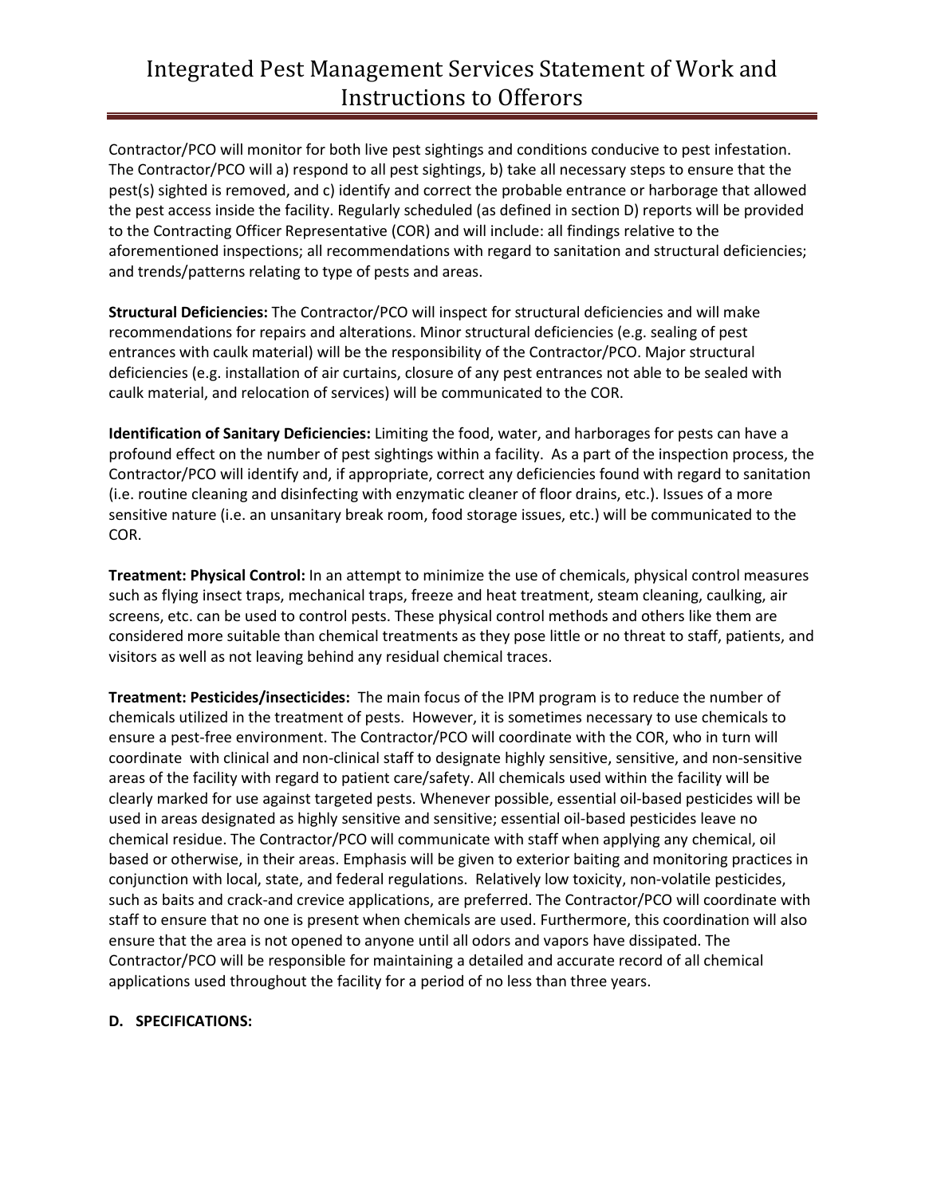Contractor/PCO will monitor for both live pest sightings and conditions conducive to pest infestation. The Contractor/PCO will a) respond to all pest sightings, b) take all necessary steps to ensure that the pest(s) sighted is removed, and c) identify and correct the probable entrance or harborage that allowed the pest access inside the facility. Regularly scheduled (as defined in section D) reports will be provided to the Contracting Officer Representative (COR) and will include: all findings relative to the aforementioned inspections; all recommendations with regard to sanitation and structural deficiencies; and trends/patterns relating to type of pests and areas.

**Structural Deficiencies:** The Contractor/PCO will inspect for structural deficiencies and will make recommendations for repairs and alterations. Minor structural deficiencies (e.g. sealing of pest entrances with caulk material) will be the responsibility of the Contractor/PCO. Major structural deficiencies (e.g. installation of air curtains, closure of any pest entrances not able to be sealed with caulk material, and relocation of services) will be communicated to the COR.

**Identification of Sanitary Deficiencies:** Limiting the food, water, and harborages for pests can have a profound effect on the number of pest sightings within a facility. As a part of the inspection process, the Contractor/PCO will identify and, if appropriate, correct any deficiencies found with regard to sanitation (i.e. routine cleaning and disinfecting with enzymatic cleaner of floor drains, etc.). Issues of a more sensitive nature (i.e. an unsanitary break room, food storage issues, etc.) will be communicated to the COR.

**Treatment: Physical Control:** In an attempt to minimize the use of chemicals, physical control measures such as flying insect traps, mechanical traps, freeze and heat treatment, steam cleaning, caulking, air screens, etc. can be used to control pests. These physical control methods and others like them are considered more suitable than chemical treatments as they pose little or no threat to staff, patients, and visitors as well as not leaving behind any residual chemical traces.

**Treatment: Pesticides/insecticides:** The main focus of the IPM program is to reduce the number of chemicals utilized in the treatment of pests. However, it is sometimes necessary to use chemicals to ensure a pest-free environment. The Contractor/PCO will coordinate with the COR, who in turn will coordinate with clinical and non-clinical staff to designate highly sensitive, sensitive, and non-sensitive areas of the facility with regard to patient care/safety. All chemicals used within the facility will be clearly marked for use against targeted pests. Whenever possible, essential oil-based pesticides will be used in areas designated as highly sensitive and sensitive; essential oil-based pesticides leave no chemical residue. The Contractor/PCO will communicate with staff when applying any chemical, oil based or otherwise, in their areas. Emphasis will be given to exterior baiting and monitoring practices in conjunction with local, state, and federal regulations. Relatively low toxicity, non-volatile pesticides, such as baits and crack-and crevice applications, are preferred. The Contractor/PCO will coordinate with staff to ensure that no one is present when chemicals are used. Furthermore, this coordination will also ensure that the area is not opened to anyone until all odors and vapors have dissipated. The Contractor/PCO will be responsible for maintaining a detailed and accurate record of all chemical applications used throughout the facility for a period of no less than three years.

**D. SPECIFICATIONS:**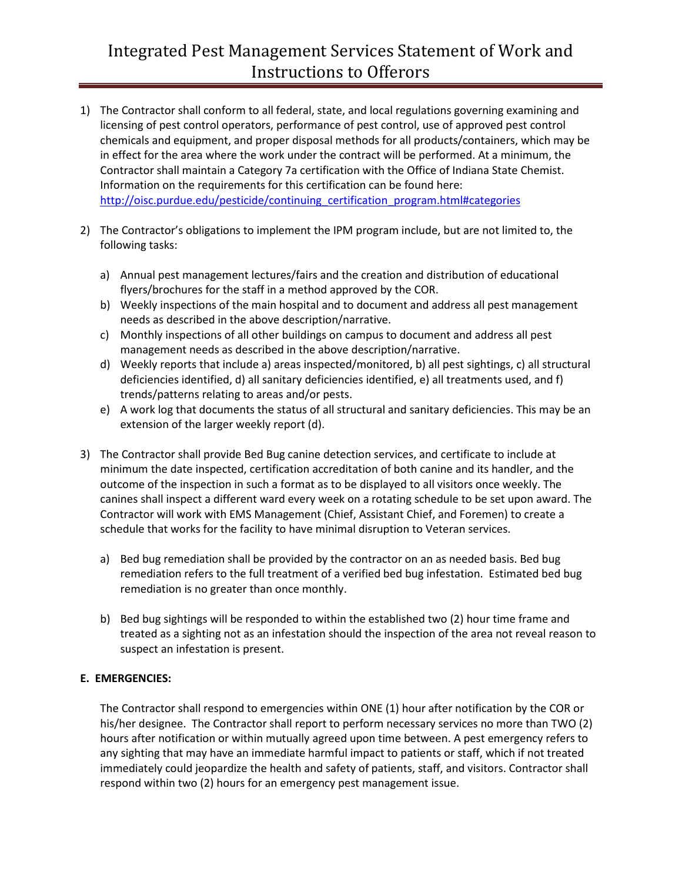1) The Contractor shall conform to all federal, state, and local regulations governing examining and licensing of pest control operators, performance of pest control, use of approved pest control chemicals and equipment, and proper disposal methods for all products/containers, which may be in effect for the area where the work under the contract will be performed. At a minimum, the Contractor shall maintain a Category 7a certification with the Office of Indiana State Chemist. Information on the requirements for this certification can be found here: [http://oisc.purdue.edu/pesticide/continuing_certification_program.html#categories](http://oisc.purdue.edu/pesticide/continuing_certification_program.html#categories)

2) The Contractor's obligations to implement the IPM program include, but are not limited to, the following tasks:

   a) Annual pest management lectures/fairs and the creation and distribution of educational flyers/brochures for the staff in a method approved by the COR.
   b) Weekly inspections of the main hospital and to document and address all pest management needs as described in the above description/narrative.
   c) Monthly inspections of all other buildings on campus to document and address all pest management needs as described in the above description/narrative.
   d) Weekly reports that include a) areas inspected/monitored, b) all pest sightings, c) all structural deficiencies identified, d) all sanitary deficiencies identified, e) all treatments used, and f) trends/patterns relating to areas and/or pests.
   e) A work log that documents the status of all structural and sanitary deficiencies. This may be an extension of the larger weekly report (d).

3) The Contractor shall provide Bed Bug canine detection services, and certificate to include at minimum the date inspected, certification accreditation of both canine and its handler, and the outcome of the inspection in such a format as to be displayed to all visitors once weekly. The canines shall inspect a different ward every week on a rotating schedule to be set upon award. The Contractor will work with EMS Management (Chief, Assistant Chief, and Foremen) to create a schedule that works for the facility to have minimal disruption to Veteran services.

   a) Bed bug remediation shall be provided by the contractor on an as needed basis. Bed bug remediation refers to the full treatment of a verified bed bug infestation. Estimated bed bug remediation is no greater than once monthly.

   b) Bed bug sightings will be responded to within the established two (2) hour time frame and treated as a sighting not as an infestation should the inspection of the area not reveal reason to suspect an infestation is present.

**E. EMERGENCIES:**

The Contractor shall respond to emergencies within ONE (1) hour after notification by the COR or his/her designee. The Contractor shall report to perform necessary services no more than TWO (2) hours after notification or within mutually agreed upon time between. A pest emergency refers to any sighting that may have an immediate harmful impact to patients or staff, which if not treated immediately could jeopardize the health and safety of patients, staff, and visitors. Contractor shall respond within two (2) hours for an emergency pest management issue.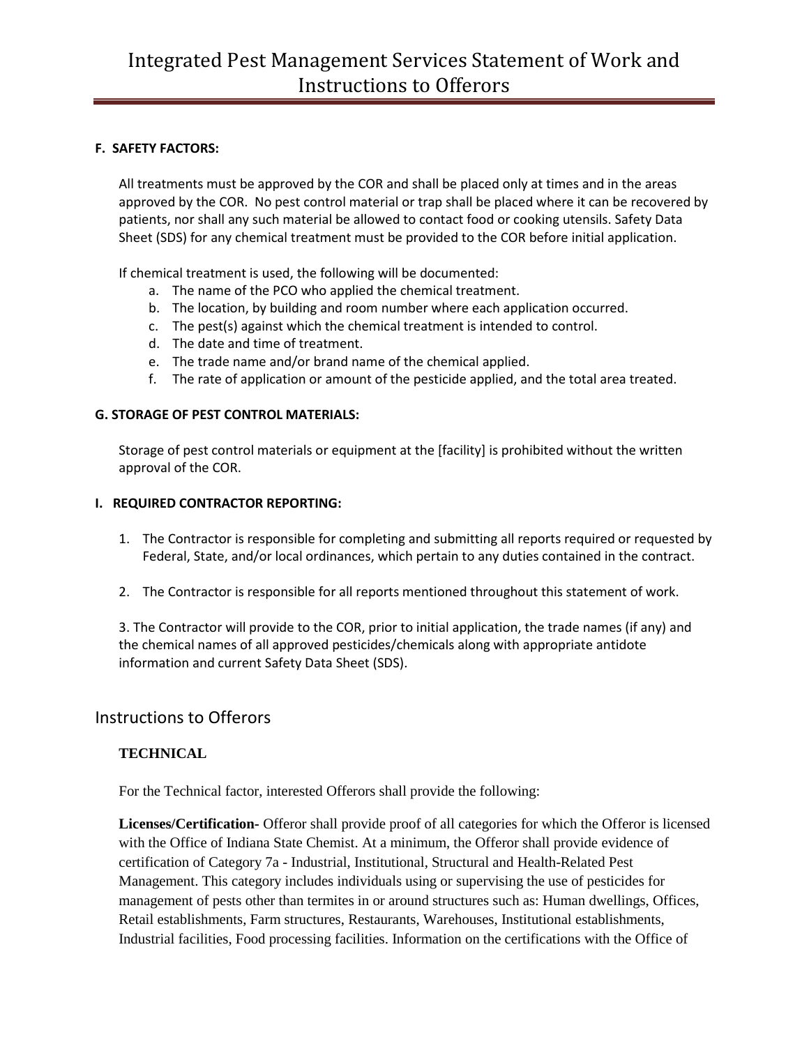### F. SAFETY FACTORS:

All treatments must be approved by the COR and shall be placed only at times and in the areas approved by the COR. No pest control material or trap shall be placed where it can be recovered by patients, nor shall any such material be allowed to contact food or cooking utensils. Safety Data Sheet (SDS) for any chemical treatment must be provided to the COR before initial application.

If chemical treatment is used, the following will be documented:

a. The name of the PCO who applied the chemical treatment.
b. The location, by building and room number where each application occurred.
c. The pest(s) against which the chemical treatment is intended to control.
d. The date and time of treatment.
e. The trade name and/or brand name of the chemical applied.
f. The rate of application or amount of the pesticide applied, and the total area treated.

### G. STORAGE OF PEST CONTROL MATERIALS:

Storage of pest control materials or equipment at the [facility] is prohibited without the written approval of the COR.

### I. REQUIRED CONTRACTOR REPORTING:

1. The Contractor is responsible for completing and submitting all reports required or requested by Federal, State, and/or local ordinances, which pertain to any duties contained in the contract.

2. The Contractor is responsible for all reports mentioned throughout this statement of work.

3. The Contractor will provide to the COR, prior to initial application, the trade names (if any) and the chemical names of all approved pesticides/chemicals along with appropriate antidote information and current Safety Data Sheet (SDS).

## Instructions to Offerors

### TECHNICAL

For the Technical factor, interested Offerors shall provide the following:

**Licenses/Certification-** Offeror shall provide proof of all categories for which the Offeror is licensed with the Office of Indiana State Chemist. At a minimum, the Offeror shall provide evidence of certification of Category 7a - Industrial, Institutional, Structural and Health-Related Pest Management. This category includes individuals using or supervising the use of pesticides for management of pests other than termites in or around structures such as: Human dwellings, Offices, Retail establishments, Farm structures, Restaurants, Warehouses, Institutional establishments, Industrial facilities, Food processing facilities. Information on the certifications with the Office of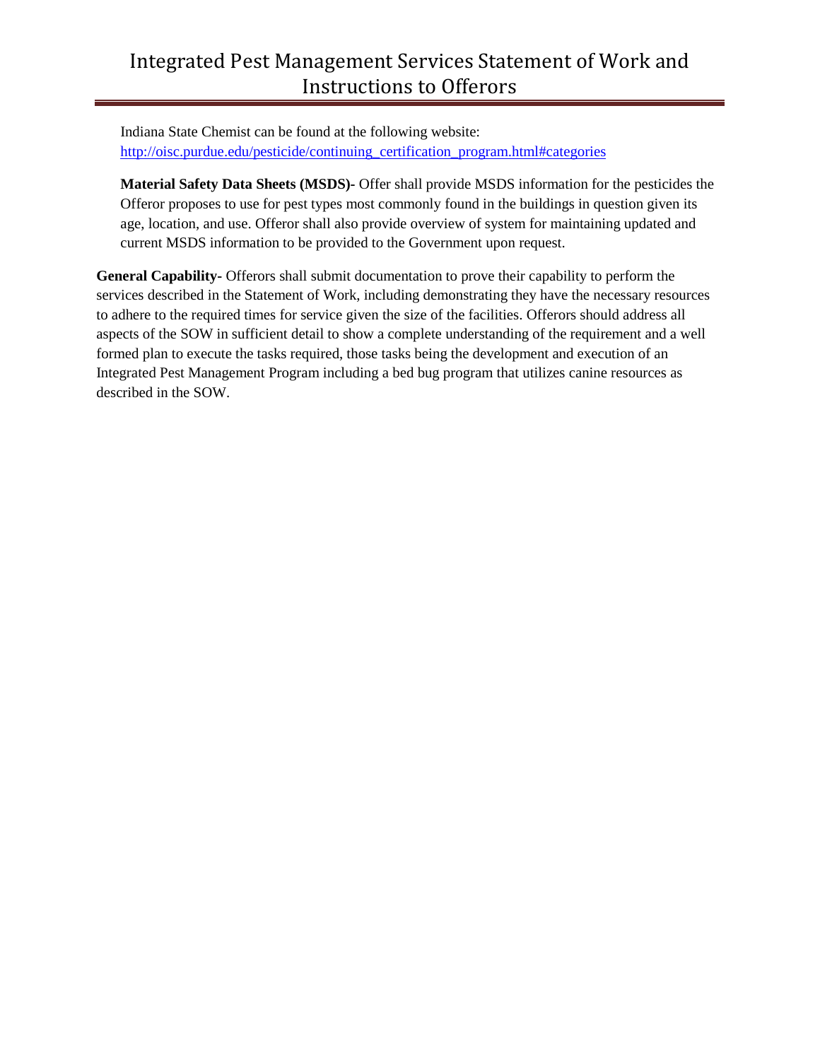Indiana State Chemist can be found at the following website: http://oisc.purdue.edu/pesticide/continuing_certification_program.html#categories

**Material Safety Data Sheets (MSDS)-** Offer shall provide MSDS information for the pesticides the Offeror proposes to use for pest types most commonly found in the buildings in question given its age, location, and use. Offeror shall also provide overview of system for maintaining updated and current MSDS information to be provided to the Government upon request.

**General Capability-** Offerors shall submit documentation to prove their capability to perform the services described in the Statement of Work, including demonstrating they have the necessary resources to adhere to the required times for service given the size of the facilities. Offerors should address all aspects of the SOW in sufficient detail to show a complete understanding of the requirement and a well formed plan to execute the tasks required, those tasks being the development and execution of an Integrated Pest Management Program including a bed bug program that utilizes canine resources as described in the SOW.